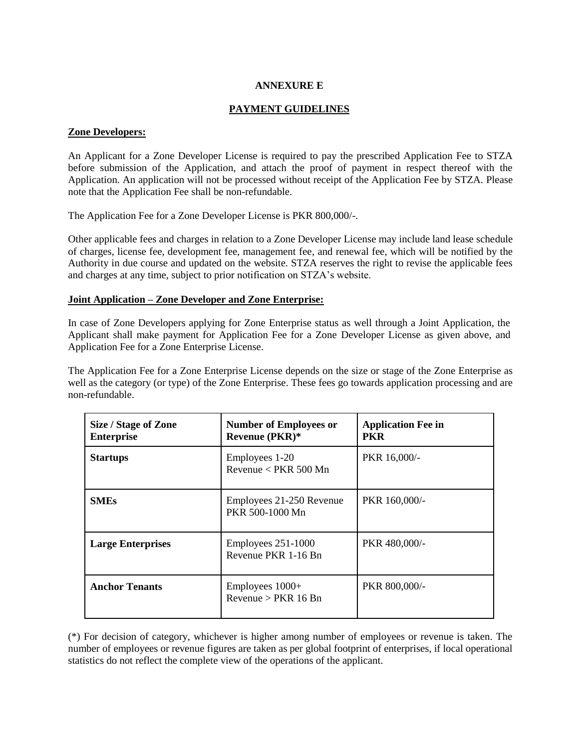# ANNEXURE E

## PAYMENT GUIDELINES

**Zone Developers:**

An Applicant for a Zone Developer License is required to pay the prescribed Application Fee to STZA before submission of the Application, and attach the proof of payment in respect thereof with the Application. An application will not be processed without receipt of the Application Fee by STZA. Please note that the Application Fee shall be non-refundable.

The Application Fee for a Zone Developer License is PKR 800,000/-.

Other applicable fees and charges in relation to a Zone Developer License may include land lease schedule of charges, license fee, development fee, management fee, and renewal fee, which will be notified by the Authority in due course and updated on the website. STZA reserves the right to revise the applicable fees and charges at any time, subject to prior notification on STZA's website.

**Joint Application – Zone Developer and Zone Enterprise:**

In case of Zone Developers applying for Zone Enterprise status as well through a Joint Application, the Applicant shall make payment for Application Fee for a Zone Developer License as given above, and Application Fee for a Zone Enterprise License.

The Application Fee for a Zone Enterprise License depends on the size or stage of the Zone Enterprise as well as the category (or type) of the Zone Enterprise. These fees go towards application processing and are non-refundable.

| Size / Stage of Zone Enterprise | Number of Employees or Revenue (PKR)* | Application Fee in PKR |
|---|---|---|
| **Startups** | Employees 1-20<br>Revenue < PKR 500 Mn | PKR 16,000/- |
| **SMEs** | Employees 21-250 Revenue PKR 500-1000 Mn | PKR 160,000/- |
| **Large Enterprises** | Employees 251-1000<br>Revenue PKR 1-16 Bn | PKR 480,000/- |
| **Anchor Tenants** | Employees 1000+<br>Revenue > PKR 16 Bn | PKR 800,000/- |

(*) For decision of category, whichever is higher among number of employees or revenue is taken. The number of employees or revenue figures are taken as per global footprint of enterprises, if local operational statistics do not reflect the complete view of the operations of the applicant.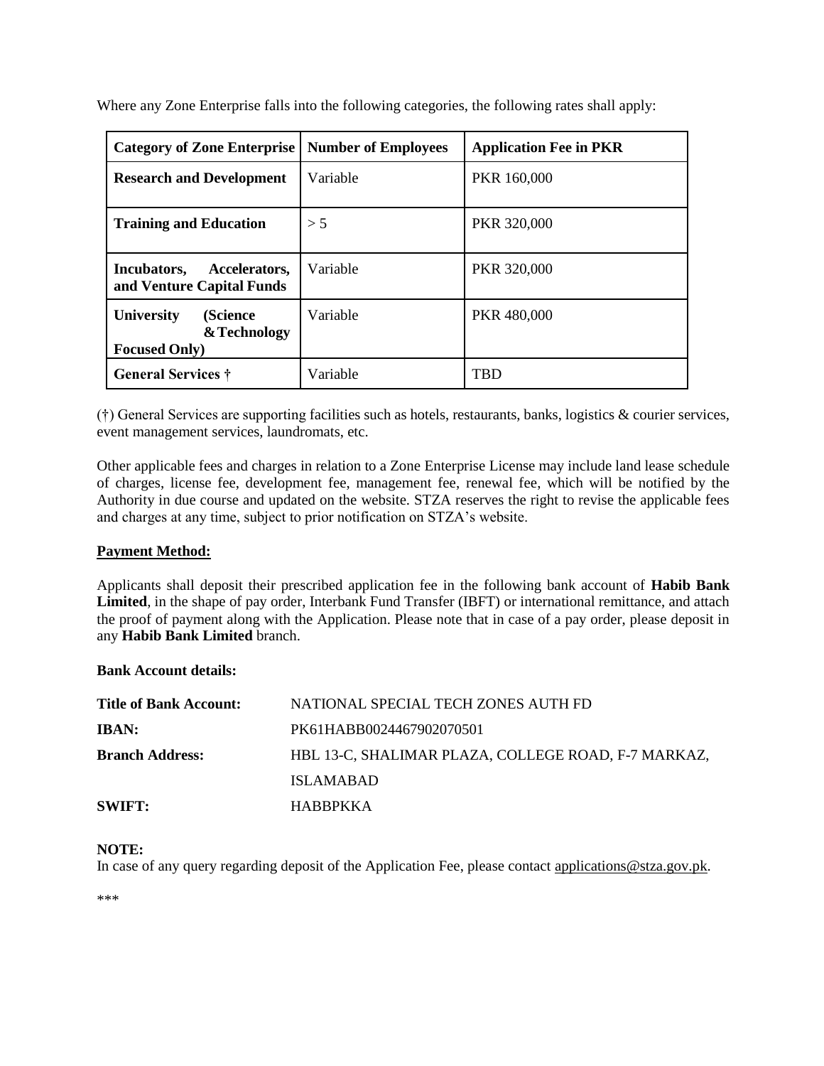Where any Zone Enterprise falls into the following categories, the following rates shall apply:

| Category of Zone Enterprise | Number of Employees | Application Fee in PKR |
|---|---|---|
| **Research and Development** | Variable | PKR 160,000 |
| **Training and Education** | > 5 | PKR 320,000 |
| **Incubators, Accelerators, and Venture Capital Funds** | Variable | PKR 320,000 |
| **University (Science & Technology Focused Only)** | Variable | PKR 480,000 |
| **General Services †** | Variable | TBD |

(†) General Services are supporting facilities such as hotels, restaurants, banks, logistics & courier services, event management services, laundromats, etc.

Other applicable fees and charges in relation to a Zone Enterprise License may include land lease schedule of charges, license fee, development fee, management fee, renewal fee, which will be notified by the Authority in due course and updated on the website. STZA reserves the right to revise the applicable fees and charges at any time, subject to prior notification on STZA's website.

**Payment Method:**

Applicants shall deposit their prescribed application fee in the following bank account of **Habib Bank Limited**, in the shape of pay order, Interbank Fund Transfer (IBFT) or international remittance, and attach the proof of payment along with the Application. Please note that in case of a pay order, please deposit in any **Habib Bank Limited** branch.

**Bank Account details:**

| | |
|---|---|
| **Title of Bank Account:** | NATIONAL SPECIAL TECH ZONES AUTH FD |
| **IBAN:** | PK61HABB0024467902070501 |
| **Branch Address:** | HBL 13-C, SHALIMAR PLAZA, COLLEGE ROAD, F-7 MARKAZ, ISLAMABAD |
| **SWIFT:** | HABBPKKA |

**NOTE:**
In case of any query regarding deposit of the Application Fee, please contact applications@stza.gov.pk.

***